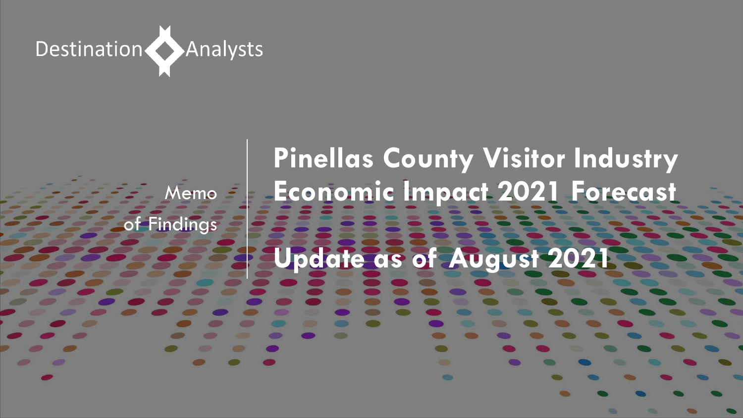Destination Analysts

Memo of Findings

# Pinellas County Visitor Industry Economic Impact 2021 Forecast

## Update as of August 2021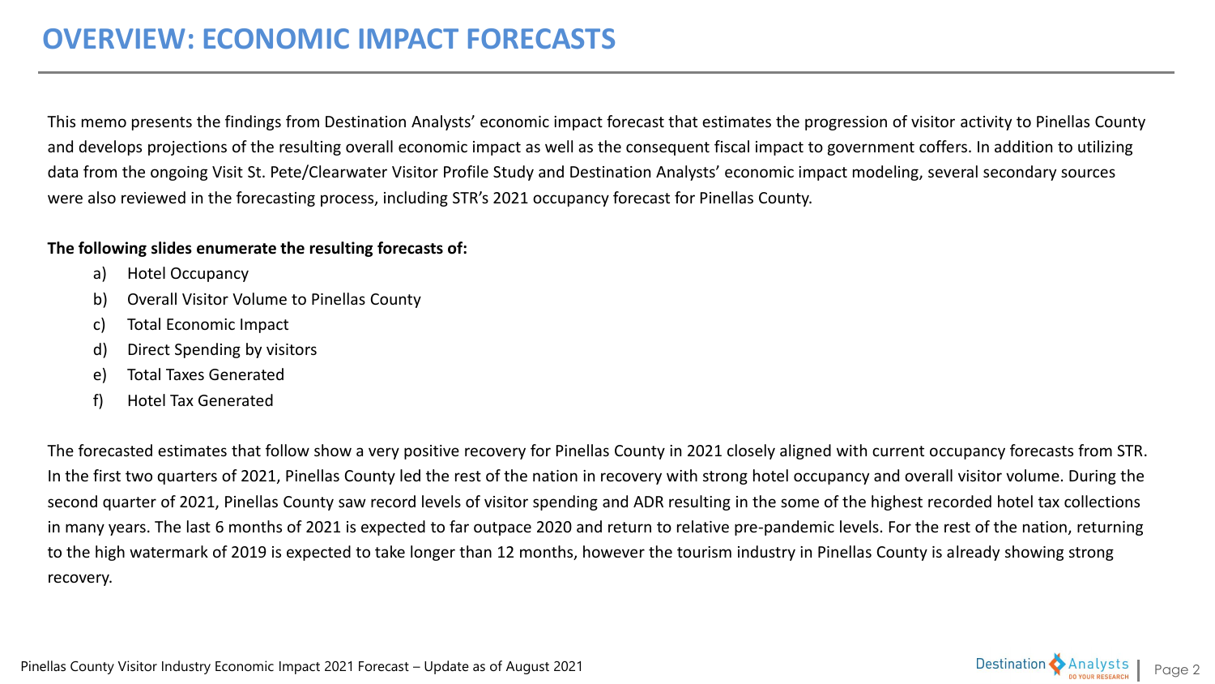# OVERVIEW: ECONOMIC IMPACT FORECASTS

This memo presents the findings from Destination Analysts' economic impact forecast that estimates the progression of visitor activity to Pinellas County and develops projections of the resulting overall economic impact as well as the consequent fiscal impact to government coffers. In addition to utilizing data from the ongoing Visit St. Pete/Clearwater Visitor Profile Study and Destination Analysts' economic impact modeling, several secondary sources were also reviewed in the forecasting process, including STR's 2021 occupancy forecast for Pinellas County.

**The following slides enumerate the resulting forecasts of:**

a) Hotel Occupancy
b) Overall Visitor Volume to Pinellas County
c) Total Economic Impact
d) Direct Spending by visitors
e) Total Taxes Generated
f) Hotel Tax Generated

The forecasted estimates that follow show a very positive recovery for Pinellas County in 2021 closely aligned with current occupancy forecasts from STR. In the first two quarters of 2021, Pinellas County led the rest of the nation in recovery with strong hotel occupancy and overall visitor volume. During the second quarter of 2021, Pinellas County saw record levels of visitor spending and ADR resulting in the some of the highest recorded hotel tax collections in many years. The last 6 months of 2021 is expected to far outpace 2020 and return to relative pre-pandemic levels. For the rest of the nation, returning to the high watermark of 2019 is expected to take longer than 12 months, however the tourism industry in Pinellas County is already showing strong recovery.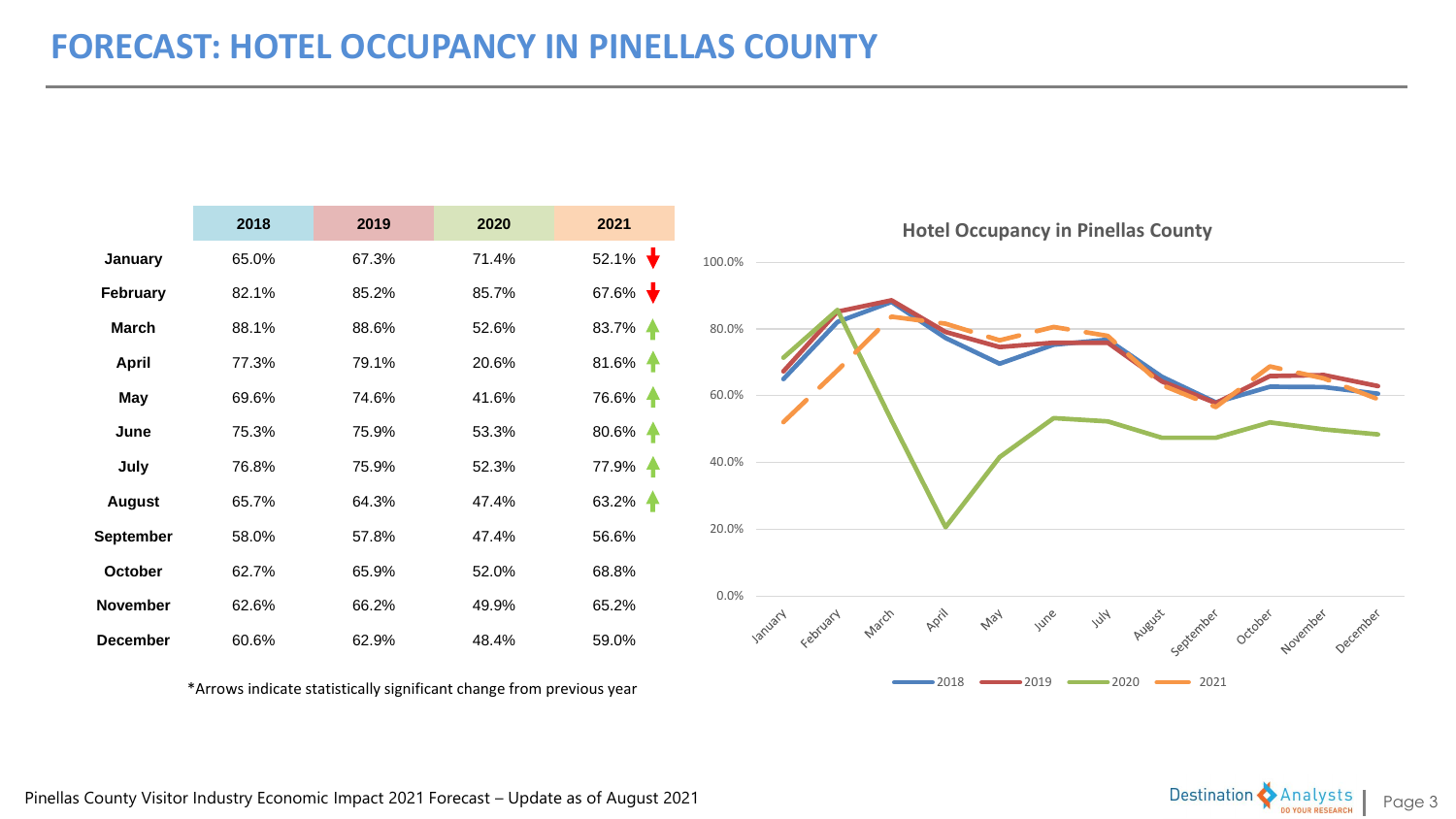# FORECAST: HOTEL OCCUPANCY IN PINELLAS COUNTY

| | 2018 | 2019 | 2020 | 2021 |
|---|---|---|---|---|
| **January** | 65.0% | 67.3% | 71.4% | 52.1% ↓ |
| **February** | 82.1% | 85.2% | 85.7% | 67.6% ↓ |
| **March** | 88.1% | 88.6% | 52.6% | 83.7% ↑ |
| **April** | 77.3% | 79.1% | 20.6% | 81.6% ↑ |
| **May** | 69.6% | 74.6% | 41.6% | 76.6% ↑ |
| **June** | 75.3% | 75.9% | 53.3% | 80.6% ↑ |
| **July** | 76.8% | 75.9% | 52.3% | 77.9% ↑ |
| **August** | 65.7% | 64.3% | 47.4% | 63.2% ↑ |
| **September** | 58.0% | 57.8% | 47.4% | 56.6% |
| **October** | 62.7% | 65.9% | 52.0% | 68.8% |
| **November** | 62.6% | 66.2% | 49.9% | 65.2% |
| **December** | 60.6% | 62.9% | 48.4% | 59.0% |

*Arrows indicate statistically significant change from previous year

**Hotel Occupancy in Pinellas County**

Pinellas County Visitor Industry Economic Impact 2021 Forecast – Update as of August 2021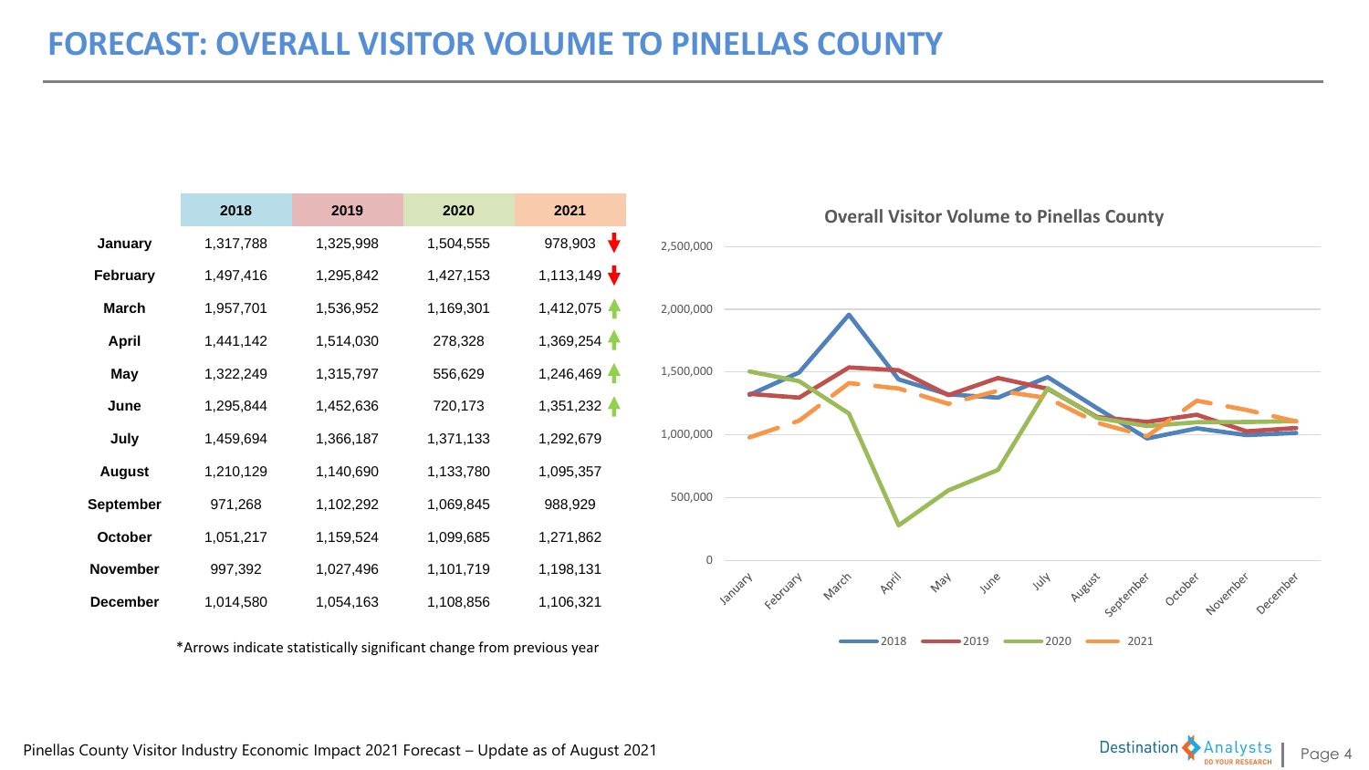# FORECAST: OVERALL VISITOR VOLUME TO PINELLAS COUNTY

| | 2018 | 2019 | 2020 | 2021 |
|---|---|---|---|---|
| **January** | 1,317,788 | 1,325,998 | 1,504,555 | 978,903 ↓ |
| **February** | 1,497,416 | 1,295,842 | 1,427,153 | 1,113,149 ↓ |
| **March** | 1,957,701 | 1,536,952 | 1,169,301 | 1,412,075 ↑ |
| **April** | 1,441,142 | 1,514,030 | 278,328 | 1,369,254 ↑ |
| **May** | 1,322,249 | 1,315,797 | 556,629 | 1,246,469 ↑ |
| **June** | 1,295,844 | 1,452,636 | 720,173 | 1,351,232 ↑ |
| **July** | 1,459,694 | 1,366,187 | 1,371,133 | 1,292,679 |
| **August** | 1,210,129 | 1,140,690 | 1,133,780 | 1,095,357 |
| **September** | 971,268 | 1,102,292 | 1,069,845 | 988,929 |
| **October** | 1,051,217 | 1,159,524 | 1,099,685 | 1,271,862 |
| **November** | 997,392 | 1,027,496 | 1,101,719 | 1,198,131 |
| **December** | 1,014,580 | 1,054,163 | 1,108,856 | 1,106,321 |

*Arrows indicate statistically significant change from previous year

**Overall Visitor Volume to Pinellas County**

Pinellas County Visitor Industry Economic Impact 2021 Forecast – Update as of August 2021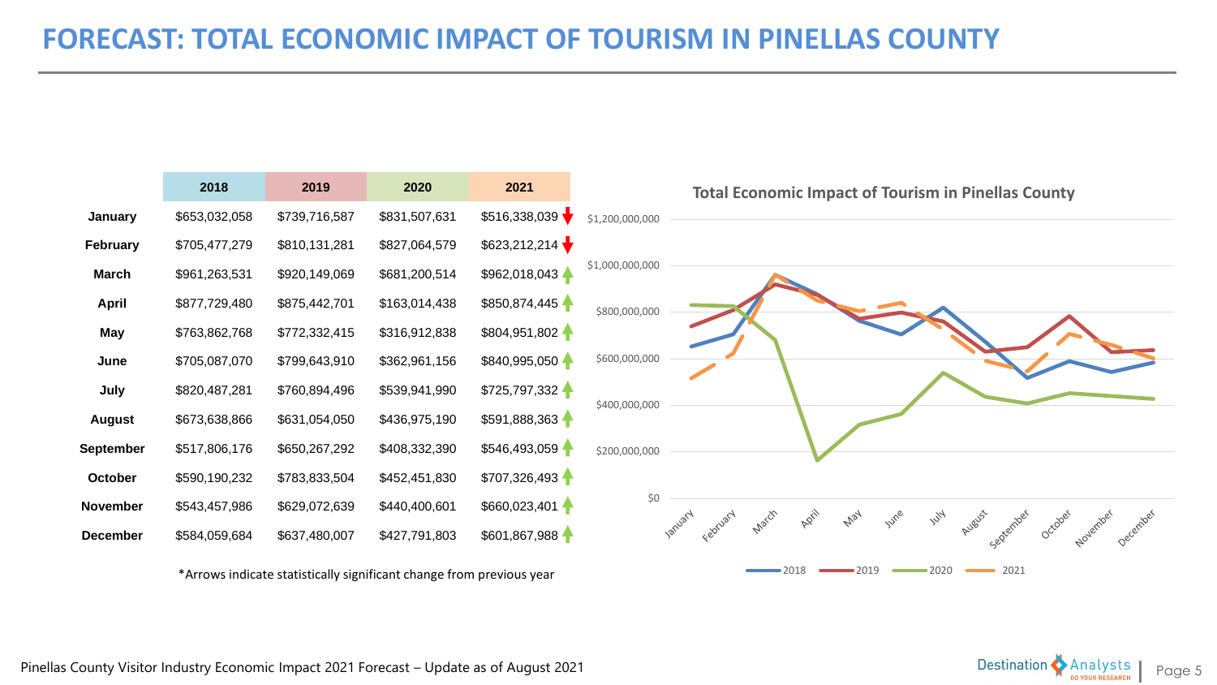# FORECAST: TOTAL ECONOMIC IMPACT OF TOURISM IN PINELLAS COUNTY

| | 2018 | 2019 | 2020 | 2021 |
|---|---|---|---|---|
| January | $653,032,058 | $739,716,587 | $831,507,631 | $516,338,039 ↓ |
| February | $705,477,279 | $810,131,281 | $827,064,579 | $623,212,214 ↓ |
| March | $961,263,531 | $920,149,069 | $681,200,514 | $962,018,043 ↑ |
| April | $877,729,480 | $875,442,701 | $163,014,438 | $850,874,445 ↑ |
| May | $763,862,768 | $772,332,415 | $316,912,838 | $804,951,802 ↑ |
| June | $705,087,070 | $799,643,910 | $362,961,156 | $840,995,050 ↑ |
| July | $820,487,281 | $760,894,496 | $539,941,990 | $725,797,332 ↑ |
| August | $673,638,866 | $631,054,050 | $436,975,190 | $591,888,363 ↑ |
| September | $517,806,176 | $650,267,292 | $408,332,390 | $546,493,059 ↑ |
| October | $590,190,232 | $783,833,504 | $452,451,830 | $707,326,493 ↑ |
| November | $543,457,986 | $629,072,639 | $440,400,601 | $660,023,401 ↑ |
| December | $584,059,684 | $637,480,007 | $427,791,803 | $601,867,988 ↑ |

*Arrows indicate statistically significant change from previous year

**Total Economic Impact of Tourism in Pinellas County**

Pinellas County Visitor Industry Economic Impact 2021 Forecast – Update as of August 2021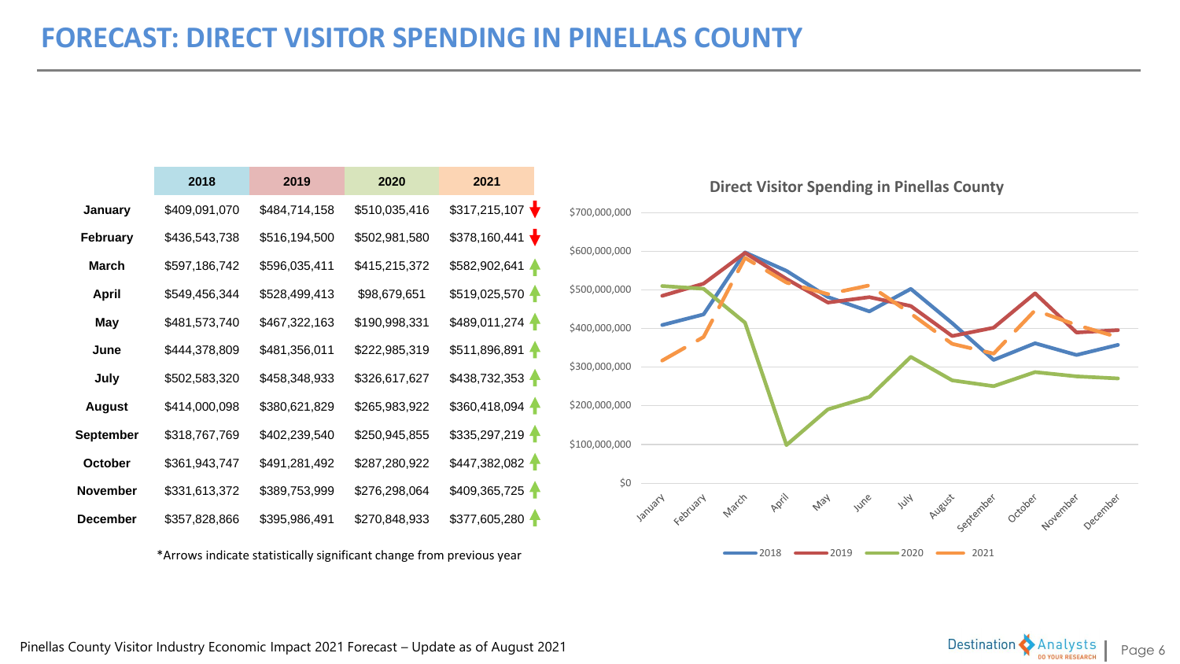# FORECAST: DIRECT VISITOR SPENDING IN PINELLAS COUNTY

| | 2018 | 2019 | 2020 | 2021 |
|---|---|---|---|---|
| January | $409,091,070 | $484,714,158 | $510,035,416 | $317,215,107 ↓ |
| February | $436,543,738 | $516,194,500 | $502,981,580 | $378,160,441 ↓ |
| March | $597,186,742 | $596,035,411 | $415,215,372 | $582,902,641 ↑ |
| April | $549,456,344 | $528,499,413 | $98,679,651 | $519,025,570 ↑ |
| May | $481,573,740 | $467,322,163 | $190,998,331 | $489,011,274 ↑ |
| June | $444,378,809 | $481,356,011 | $222,985,319 | $511,896,891 ↑ |
| July | $502,583,320 | $458,348,933 | $326,617,627 | $438,732,353 ↑ |
| August | $414,000,098 | $380,621,829 | $265,983,922 | $360,418,094 ↑ |
| September | $318,767,769 | $402,239,540 | $250,945,855 | $335,297,219 ↑ |
| October | $361,943,747 | $491,281,492 | $287,280,922 | $447,382,082 ↑ |
| November | $331,613,372 | $389,753,999 | $276,298,064 | $409,365,725 ↑ |
| December | $357,828,866 | $395,986,491 | $270,848,933 | $377,605,280 ↑ |

*Arrows indicate statistically significant change from previous year

**Direct Visitor Spending in Pinellas County**

Pinellas County Visitor Industry Economic Impact 2021 Forecast – Update as of August 2021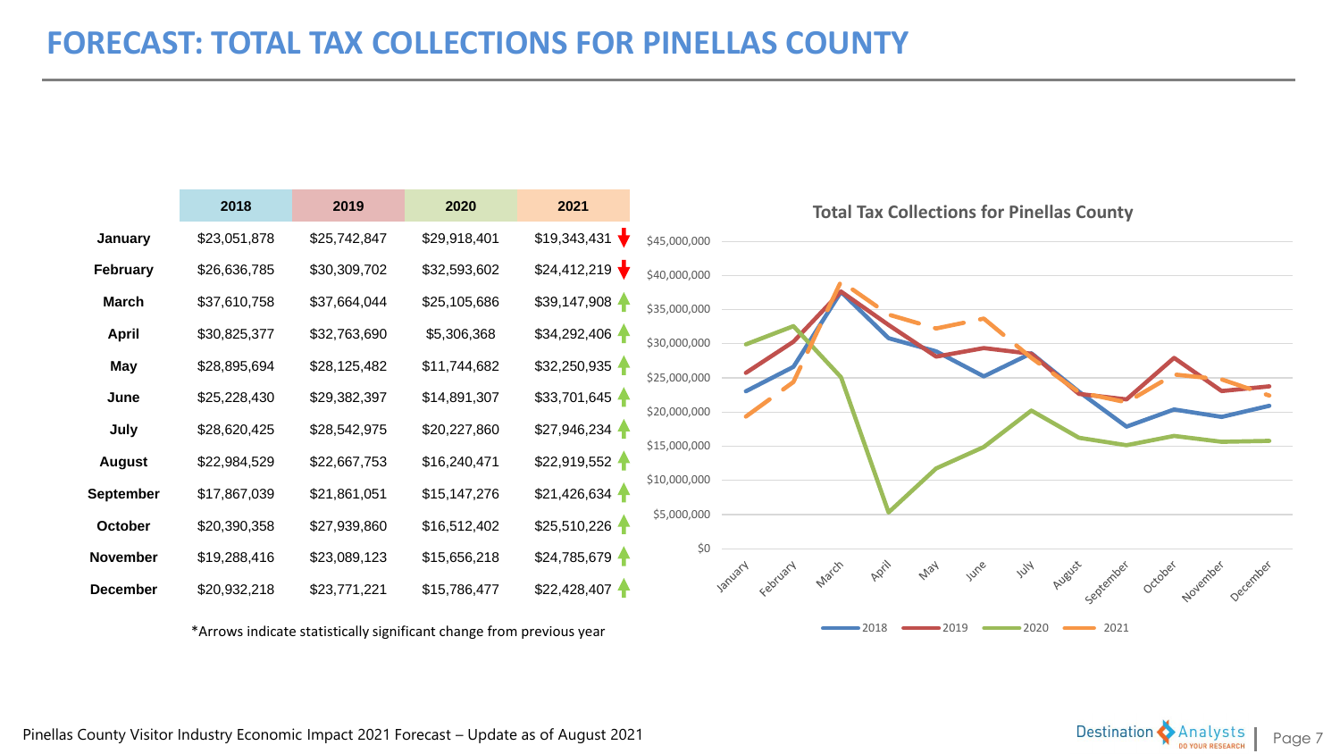# FORECAST: TOTAL TAX COLLECTIONS FOR PINELLAS COUNTY

| | 2018 | 2019 | 2020 | 2021 |
|---|---|---|---|---|
| January | $23,051,878 | $25,742,847 | $29,918,401 | $19,343,431 ↓ |
| February | $26,636,785 | $30,309,702 | $32,593,602 | $24,412,219 ↓ |
| March | $37,610,758 | $37,664,044 | $25,105,686 | $39,147,908 ↑ |
| April | $30,825,377 | $32,763,690 | $5,306,368 | $34,292,406 ↑ |
| May | $28,895,694 | $28,125,482 | $11,744,682 | $32,250,935 ↑ |
| June | $25,228,430 | $29,382,397 | $14,891,307 | $33,701,645 ↑ |
| July | $28,620,425 | $28,542,975 | $20,227,860 | $27,946,234 ↑ |
| August | $22,984,529 | $22,667,753 | $16,240,471 | $22,919,552 ↑ |
| September | $17,867,039 | $21,861,051 | $15,147,276 | $21,426,634 ↑ |
| October | $20,390,358 | $27,939,860 | $16,512,402 | $25,510,226 ↑ |
| November | $19,288,416 | $23,089,123 | $15,656,218 | $24,785,679 ↑ |
| December | $20,932,218 | $23,771,221 | $15,786,477 | $22,428,407 ↑ |

*Arrows indicate statistically significant change from previous year

**Total Tax Collections for Pinellas County**

(Line chart: 2018, 2019, 2020, 2021 monthly total tax collections, January–December, $0–$45,000,000)

Pinellas County Visitor Industry Economic Impact 2021 Forecast – Update as of August 2021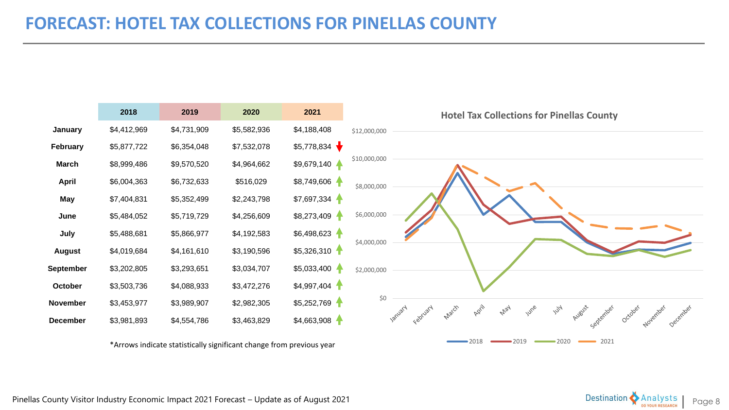# FORECAST: HOTEL TAX COLLECTIONS FOR PINELLAS COUNTY

| | 2018 | 2019 | 2020 | 2021 |
|---|---|---|---|---|
| **January** | $4,412,969 | $4,731,909 | $5,582,936 | $4,188,408 |
| **February** | $5,877,722 | $6,354,048 | $7,532,078 | $5,778,834 ↓ |
| **March** | $8,999,486 | $9,570,520 | $4,964,662 | $9,679,140 ↑ |
| **April** | $6,004,363 | $6,732,633 | $516,029 | $8,749,606 ↑ |
| **May** | $7,404,831 | $5,352,499 | $2,243,798 | $7,697,334 ↑ |
| **June** | $5,484,052 | $5,719,729 | $4,256,609 | $8,273,409 ↑ |
| **July** | $5,488,681 | $5,866,977 | $4,192,583 | $6,498,623 ↑ |
| **August** | $4,019,684 | $4,161,610 | $3,190,596 | $5,326,310 ↑ |
| **September** | $3,202,805 | $3,293,651 | $3,034,707 | $5,033,400 ↑ |
| **October** | $3,503,736 | $4,088,933 | $3,472,276 | $4,997,404 ↑ |
| **November** | $3,453,977 | $3,989,907 | $2,982,305 | $5,252,769 ↑ |
| **December** | $3,981,893 | $4,554,786 | $3,463,829 | $4,663,908 ↑ |

*Arrows indicate statistically significant change from previous year

Hotel Tax Collections for Pinellas County

$12,000,000
$10,000,000
$8,000,000
$6,000,000
$4,000,000
$2,000,000
$0

January February March April May June July August September October November December

2018 2019 2020 2021

Pinellas County Visitor Industry Economic Impact 2021 Forecast – Update as of August 2021